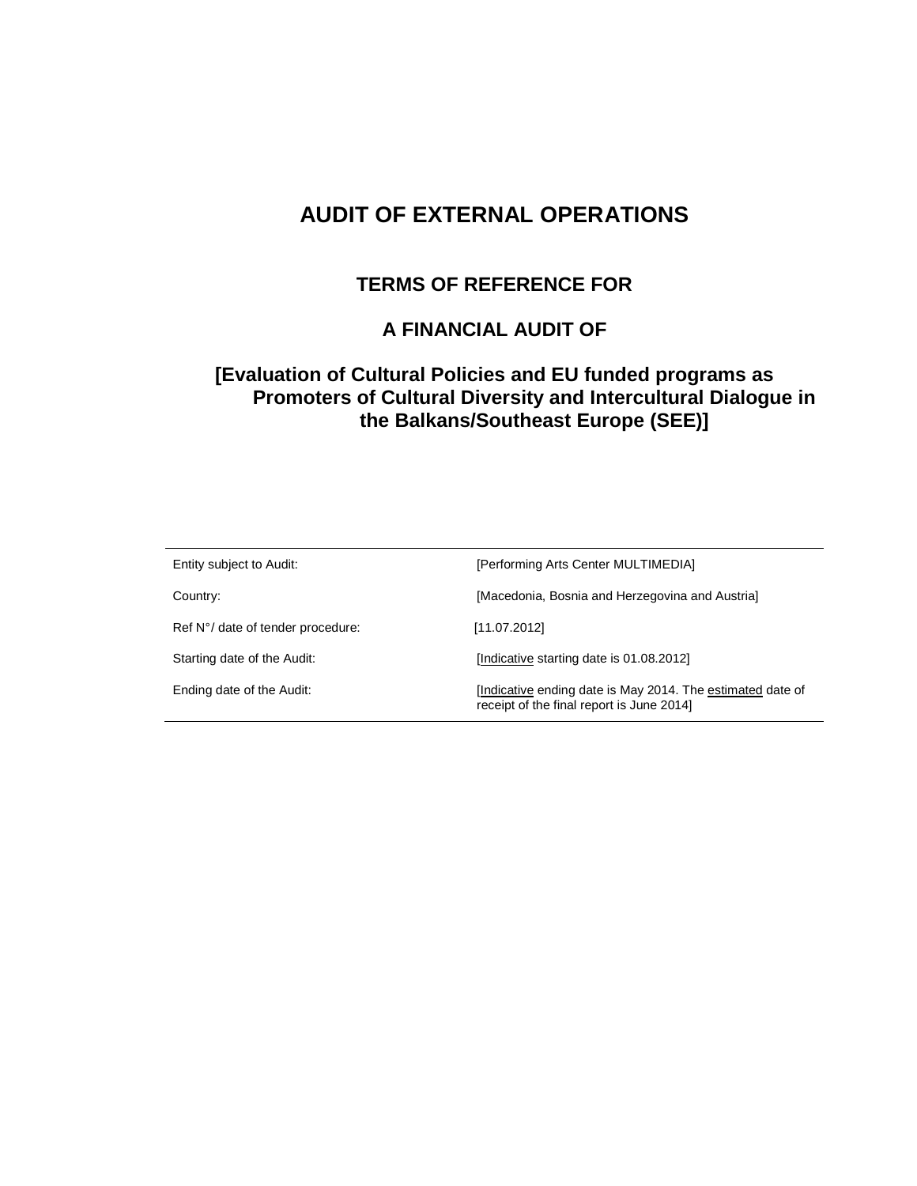# AUDIT OF EXTERNAL OPERATIONS

## TERMS OF REFERENCE FOR

## A FINANCIAL AUDIT OF

## [Evaluation of Cultural Policies and EU funded programs as Promoters of Cultural Diversity and Intercultural Dialogue in the Balkans/Southeast Europe (SEE)]

| | |
|---|---|
| Entity subject to Audit: | [Performing Arts Center MULTIMEDIA] |
| Country: | [Macedonia, Bosnia and Herzegovina and Austria] |
| Ref N°/ date of tender procedure: | [11.07.2012] |
| Starting date of the Audit: | [Indicative starting date is 01.08.2012] |
| Ending date of the Audit: | [Indicative ending date is May 2014. The estimated date of receipt of the final report is June 2014] |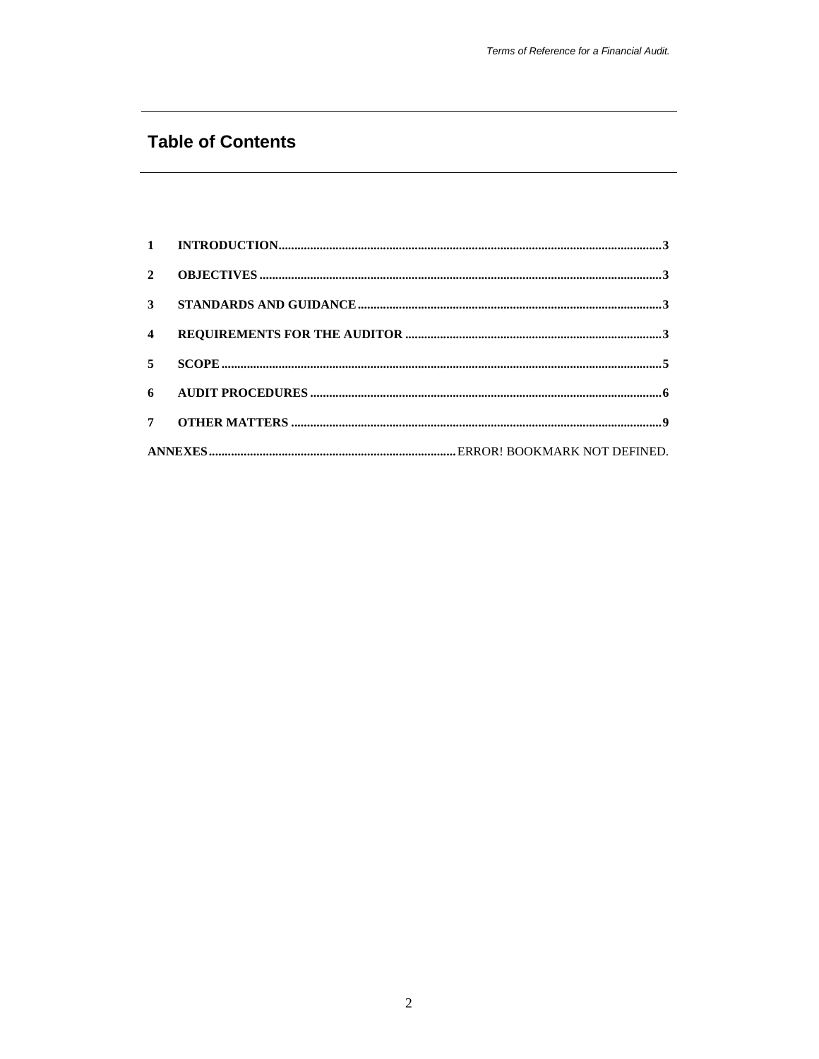## Table of Contents

1 INTRODUCTION....................................................................................................................3

2 OBJECTIVES .........................................................................................................................3

3 STANDARDS AND GUIDANCE.........................................................................................3

4 REQUIREMENTS FOR THE AUDITOR ...........................................................................3

5 SCOPE......................................................................................................................................5

6 AUDIT PROCEDURES .........................................................................................................6

7 OTHER MATTERS ...............................................................................................................9

ANNEXES.............................................................................ERROR! BOOKMARK NOT DEFINED.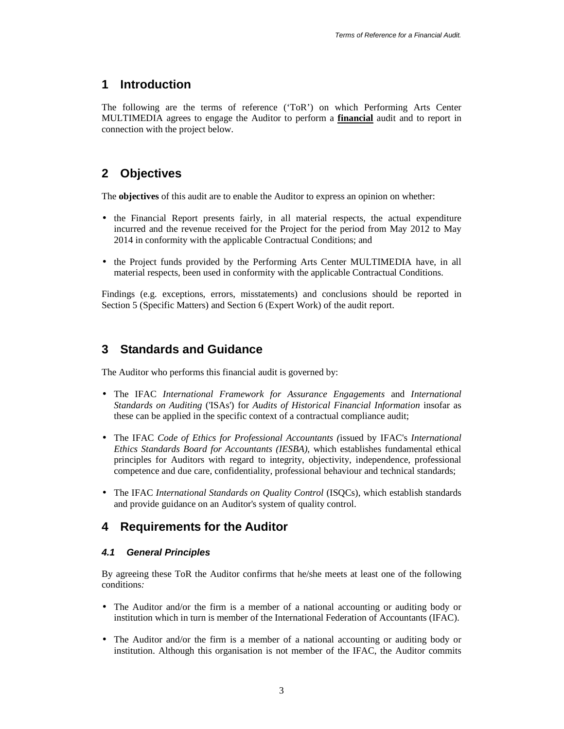# 1 Introduction

The following are the terms of reference ('ToR') on which Performing Arts Center MULTIMEDIA agrees to engage the Auditor to perform a **financial** audit and to report in connection with the project below.

# 2 Objectives

The **objectives** of this audit are to enable the Auditor to express an opinion on whether:

- the Financial Report presents fairly, in all material respects, the actual expenditure incurred and the revenue received for the Project for the period from May 2012 to May 2014 in conformity with the applicable Contractual Conditions; and
- the Project funds provided by the Performing Arts Center MULTIMEDIA have, in all material respects, been used in conformity with the applicable Contractual Conditions.

Findings (e.g. exceptions, errors, misstatements) and conclusions should be reported in Section 5 (Specific Matters) and Section 6 (Expert Work) of the audit report.

# 3 Standards and Guidance

The Auditor who performs this financial audit is governed by:

- The IFAC *International Framework for Assurance Engagements* and *International Standards on Auditing* ('ISAs') for *Audits of Historical Financial Information* insofar as these can be applied in the specific context of a contractual compliance audit;
- The IFAC *Code of Ethics for Professional Accountants (*issued by IFAC's *International Ethics Standards Board for Accountants (IESBA),* which establishes fundamental ethical principles for Auditors with regard to integrity, objectivity, independence, professional competence and due care, confidentiality, professional behaviour and technical standards;
- The IFAC *International Standards on Quality Control* (ISQCs), which establish standards and provide guidance on an Auditor's system of quality control.

# 4 Requirements for the Auditor

## *4.1 General Principles*

By agreeing these ToR the Auditor confirms that he/she meets at least one of the following conditions:

- The Auditor and/or the firm is a member of a national accounting or auditing body or institution which in turn is member of the International Federation of Accountants (IFAC).
- The Auditor and/or the firm is a member of a national accounting or auditing body or institution. Although this organisation is not member of the IFAC, the Auditor commits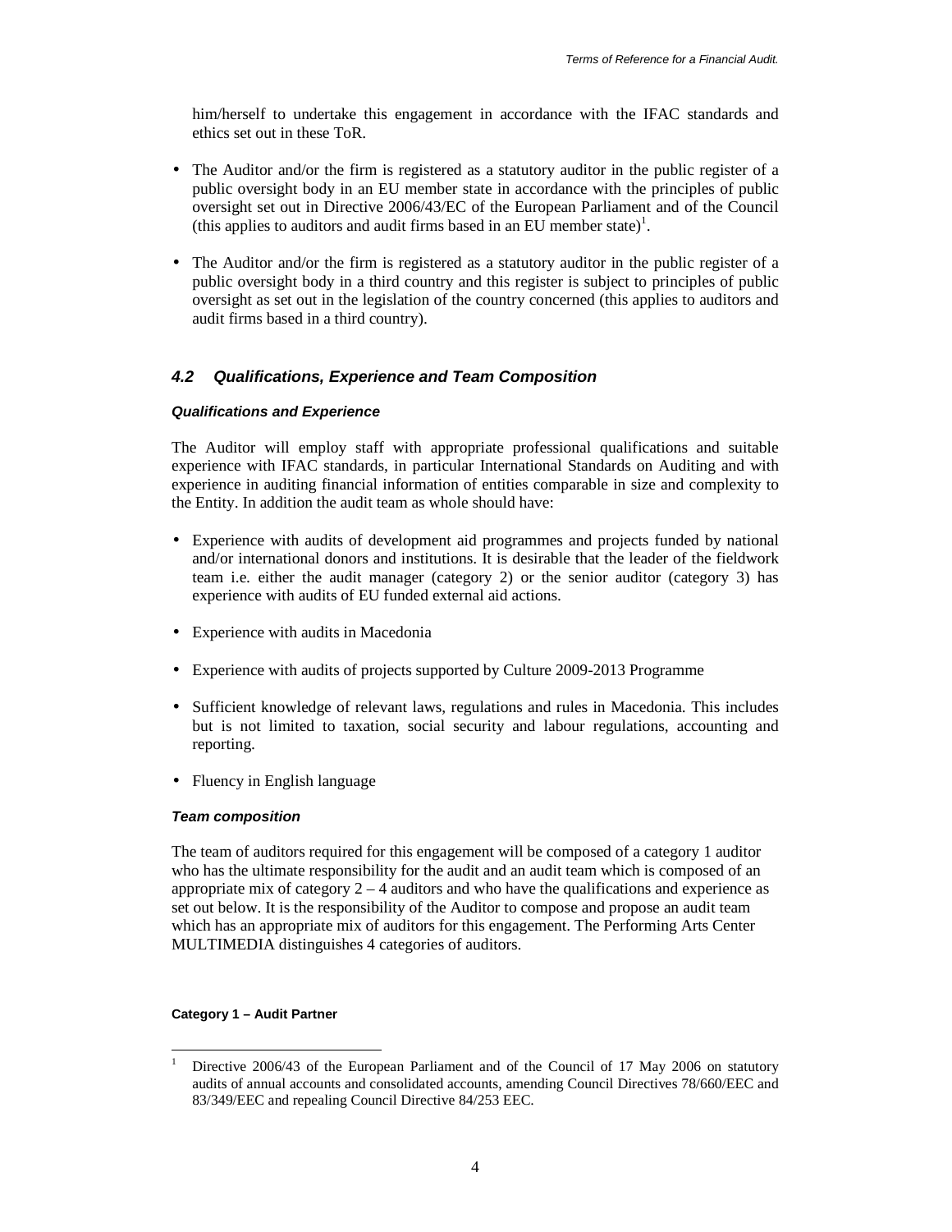him/herself to undertake this engagement in accordance with the IFAC standards and ethics set out in these ToR.

- The Auditor and/or the firm is registered as a statutory auditor in the public register of a public oversight body in an EU member state in accordance with the principles of public oversight set out in Directive 2006/43/EC of the European Parliament and of the Council (this applies to auditors and audit firms based in an EU member state)[1].
- The Auditor and/or the firm is registered as a statutory auditor in the public register of a public oversight body in a third country and this register is subject to principles of public oversight as set out in the legislation of the country concerned (this applies to auditors and audit firms based in a third country).

### *4.2 Qualifications, Experience and Team Composition*

#### *Qualifications and Experience*

The Auditor will employ staff with appropriate professional qualifications and suitable experience with IFAC standards, in particular International Standards on Auditing and with experience in auditing financial information of entities comparable in size and complexity to the Entity. In addition the audit team as whole should have:

- Experience with audits of development aid programmes and projects funded by national and/or international donors and institutions. It is desirable that the leader of the fieldwork team i.e. either the audit manager (category 2) or the senior auditor (category 3) has experience with audits of EU funded external aid actions.
- Experience with audits in Macedonia
- Experience with audits of projects supported by Culture 2009-2013 Programme
- Sufficient knowledge of relevant laws, regulations and rules in Macedonia. This includes but is not limited to taxation, social security and labour regulations, accounting and reporting.
- Fluency in English language

#### *Team composition*

The team of auditors required for this engagement will be composed of a category 1 auditor who has the ultimate responsibility for the audit and an audit team which is composed of an appropriate mix of category 2 – 4 auditors and who have the qualifications and experience as set out below. It is the responsibility of the Auditor to compose and propose an audit team which has an appropriate mix of auditors for this engagement. The Performing Arts Center MULTIMEDIA distinguishes 4 categories of auditors.

**Category 1 – Audit Partner**

[1] Directive 2006/43 of the European Parliament and of the Council of 17 May 2006 on statutory audits of annual accounts and consolidated accounts, amending Council Directives 78/660/EEC and 83/349/EEC and repealing Council Directive 84/253 EEC.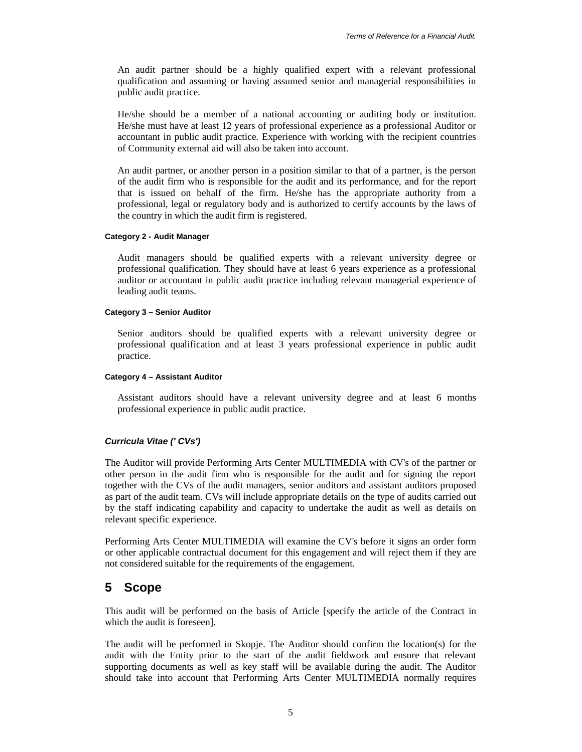An audit partner should be a highly qualified expert with a relevant professional qualification and assuming or having assumed senior and managerial responsibilities in public audit practice.

He/she should be a member of a national accounting or auditing body or institution. He/she must have at least 12 years of professional experience as a professional Auditor or accountant in public audit practice. Experience with working with the recipient countries of Community external aid will also be taken into account.

An audit partner, or another person in a position similar to that of a partner, is the person of the audit firm who is responsible for the audit and its performance, and for the report that is issued on behalf of the firm. He/she has the appropriate authority from a professional, legal or regulatory body and is authorized to certify accounts by the laws of the country in which the audit firm is registered.

**Category 2 - Audit Manager**

Audit managers should be qualified experts with a relevant university degree or professional qualification. They should have at least 6 years experience as a professional auditor or accountant in public audit practice including relevant managerial experience of leading audit teams.

**Category 3 – Senior Auditor**

Senior auditors should be qualified experts with a relevant university degree or professional qualification and at least 3 years professional experience in public audit practice.

**Category 4 – Assistant Auditor**

Assistant auditors should have a relevant university degree and at least 6 months professional experience in public audit practice.

***Curricula Vitae (' CVs')***

The Auditor will provide Performing Arts Center MULTIMEDIA with CV's of the partner or other person in the audit firm who is responsible for the audit and for signing the report together with the CVs of the audit managers, senior auditors and assistant auditors proposed as part of the audit team. CVs will include appropriate details on the type of audits carried out by the staff indicating capability and capacity to undertake the audit as well as details on relevant specific experience.

Performing Arts Center MULTIMEDIA will examine the CV's before it signs an order form or other applicable contractual document for this engagement and will reject them if they are not considered suitable for the requirements of the engagement.

# 5 Scope

This audit will be performed on the basis of Article [specify the article of the Contract in which the audit is foreseen].

The audit will be performed in Skopje. The Auditor should confirm the location(s) for the audit with the Entity prior to the start of the audit fieldwork and ensure that relevant supporting documents as well as key staff will be available during the audit. The Auditor should take into account that Performing Arts Center MULTIMEDIA normally requires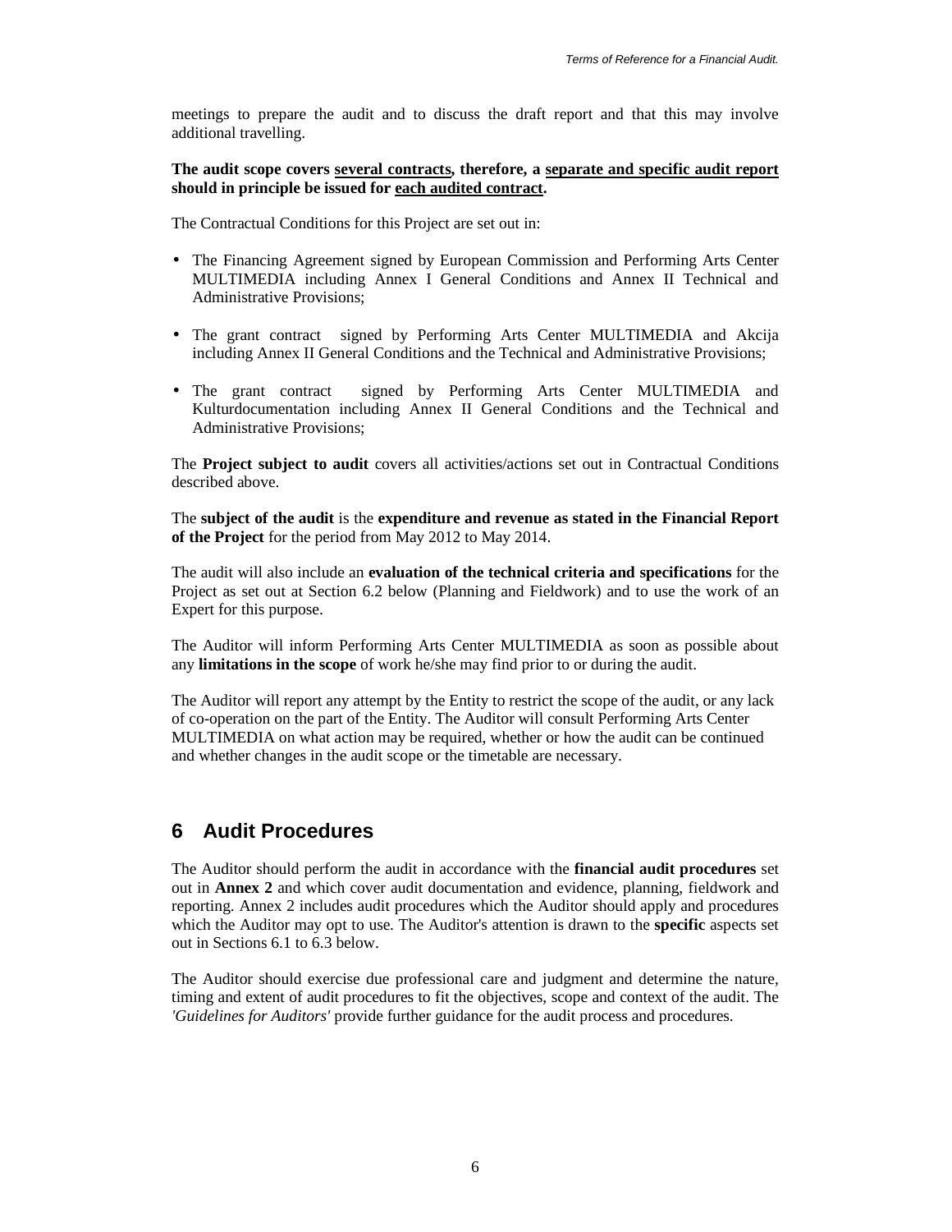meetings to prepare the audit and to discuss the draft report and that this may involve additional travelling.

**The audit scope covers <u>several contracts</u>, therefore, a <u>separate and specific audit report</u> should in principle be issued for <u>each audited contract</u>.**

The Contractual Conditions for this Project are set out in:

- The Financing Agreement signed by European Commission and Performing Arts Center MULTIMEDIA including Annex I General Conditions and Annex II Technical and Administrative Provisions;
- The grant contract signed by Performing Arts Center MULTIMEDIA and Akcija including Annex II General Conditions and the Technical and Administrative Provisions;
- The grant contract signed by Performing Arts Center MULTIMEDIA and Kulturdocumentation including Annex II General Conditions and the Technical and Administrative Provisions;

The **Project subject to audit** covers all activities/actions set out in Contractual Conditions described above.

The **subject of the audit** is the **expenditure and revenue as stated in the Financial Report of the Project** for the period from May 2012 to May 2014.

The audit will also include an **evaluation of the technical criteria and specifications** for the Project as set out at Section 6.2 below (Planning and Fieldwork) and to use the work of an Expert for this purpose.

The Auditor will inform Performing Arts Center MULTIMEDIA as soon as possible about any **limitations in the scope** of work he/she may find prior to or during the audit.

The Auditor will report any attempt by the Entity to restrict the scope of the audit, or any lack of co-operation on the part of the Entity. The Auditor will consult Performing Arts Center MULTIMEDIA on what action may be required, whether or how the audit can be continued and whether changes in the audit scope or the timetable are necessary.

# 6 Audit Procedures

The Auditor should perform the audit in accordance with the **financial audit procedures** set out in **Annex 2** and which cover audit documentation and evidence, planning, fieldwork and reporting. Annex 2 includes audit procedures which the Auditor should apply and procedures which the Auditor may opt to use. The Auditor's attention is drawn to the **specific** aspects set out in Sections 6.1 to 6.3 below.

The Auditor should exercise due professional care and judgment and determine the nature, timing and extent of audit procedures to fit the objectives, scope and context of the audit. The *'Guidelines for Auditors'* provide further guidance for the audit process and procedures.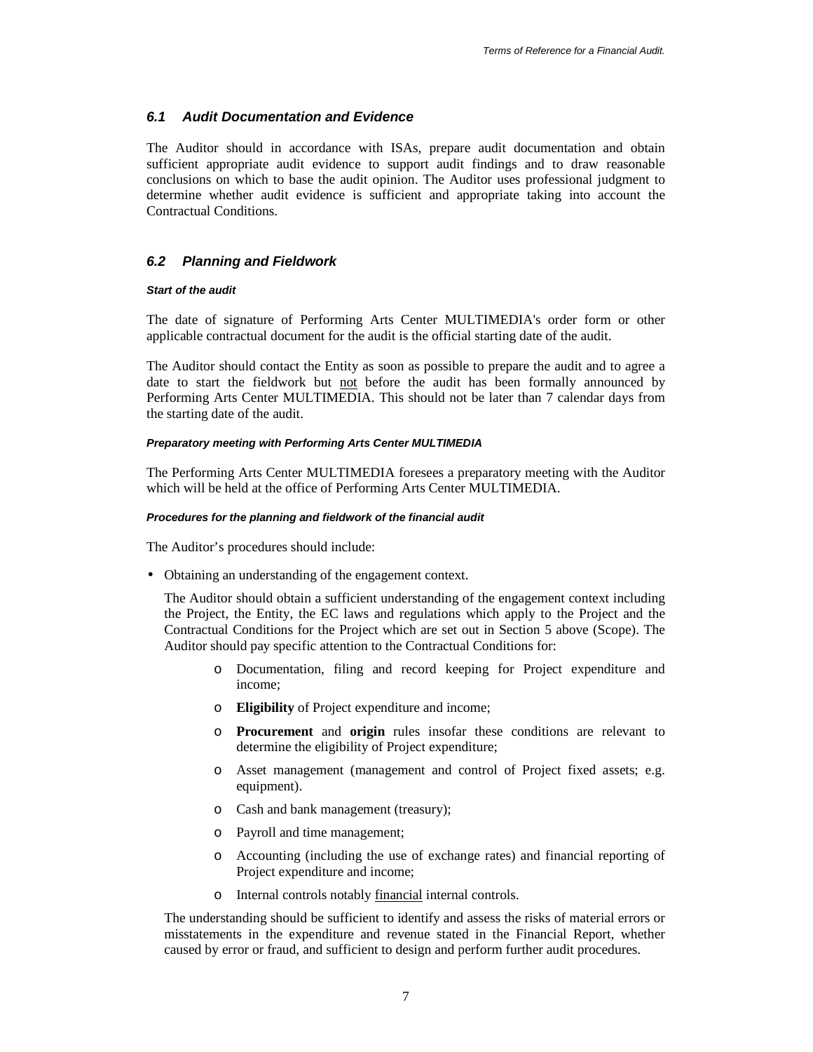### *6.1 Audit Documentation and Evidence*

The Auditor should in accordance with ISAs, prepare audit documentation and obtain sufficient appropriate audit evidence to support audit findings and to draw reasonable conclusions on which to base the audit opinion. The Auditor uses professional judgment to determine whether audit evidence is sufficient and appropriate taking into account the Contractual Conditions.

### *6.2 Planning and Fieldwork*

#### *Start of the audit*

The date of signature of Performing Arts Center MULTIMEDIA's order form or other applicable contractual document for the audit is the official starting date of the audit.

The Auditor should contact the Entity as soon as possible to prepare the audit and to agree a date to start the fieldwork but <u>not</u> before the audit has been formally announced by Performing Arts Center MULTIMEDIA. This should not be later than 7 calendar days from the starting date of the audit.

#### *Preparatory meeting with Performing Arts Center MULTIMEDIA*

The Performing Arts Center MULTIMEDIA foresees a preparatory meeting with the Auditor which will be held at the office of Performing Arts Center MULTIMEDIA.

#### *Procedures for the planning and fieldwork of the financial audit*

The Auditor's procedures should include:

- Obtaining an understanding of the engagement context.

  The Auditor should obtain a sufficient understanding of the engagement context including the Project, the Entity, the EC laws and regulations which apply to the Project and the Contractual Conditions for the Project which are set out in Section 5 above (Scope). The Auditor should pay specific attention to the Contractual Conditions for:

  - Documentation, filing and record keeping for Project expenditure and income;
  - **Eligibility** of Project expenditure and income;
  - **Procurement** and **origin** rules insofar these conditions are relevant to determine the eligibility of Project expenditure;
  - Asset management (management and control of Project fixed assets; e.g. equipment).
  - Cash and bank management (treasury);
  - Payroll and time management;
  - Accounting (including the use of exchange rates) and financial reporting of Project expenditure and income;
  - Internal controls notably <u>financial</u> internal controls.

  The understanding should be sufficient to identify and assess the risks of material errors or misstatements in the expenditure and revenue stated in the Financial Report, whether caused by error or fraud, and sufficient to design and perform further audit procedures.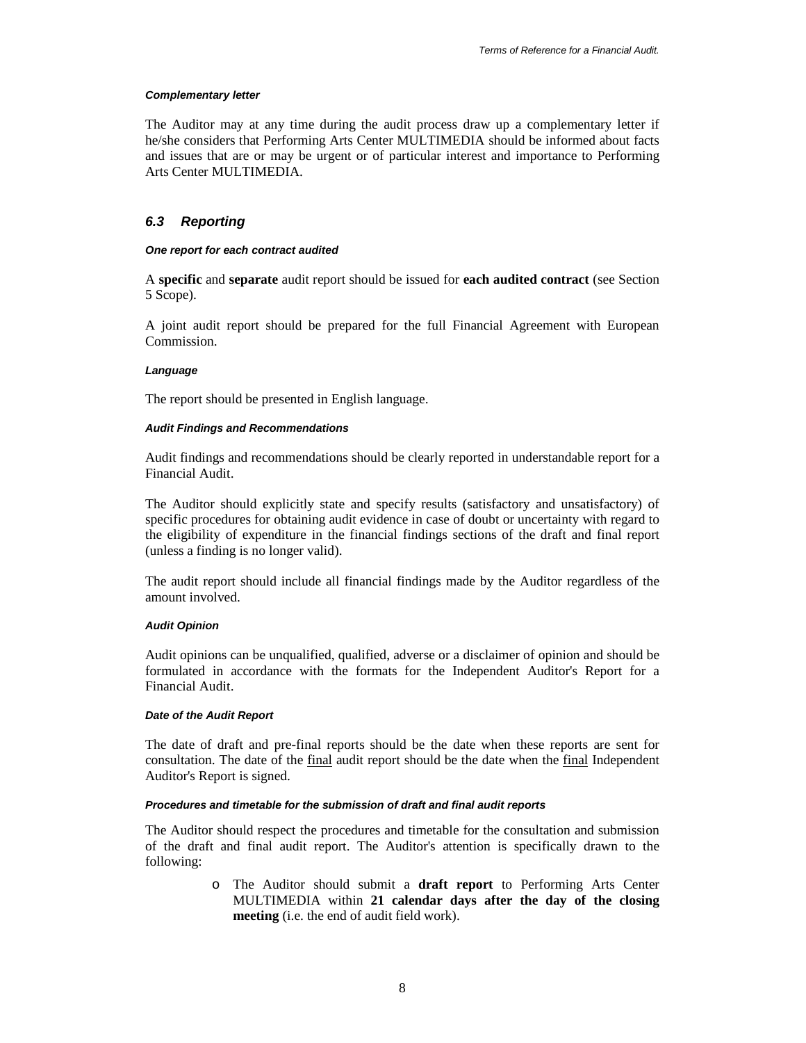***Complementary letter***

The Auditor may at any time during the audit process draw up a complementary letter if he/she considers that Performing Arts Center MULTIMEDIA should be informed about facts and issues that are or may be urgent or of particular interest and importance to Performing Arts Center MULTIMEDIA.

## *6.3 Reporting*

***One report for each contract audited***

A **specific** and **separate** audit report should be issued for **each audited contract** (see Section 5 Scope).

A joint audit report should be prepared for the full Financial Agreement with European Commission.

***Language***

The report should be presented in English language.

***Audit Findings and Recommendations***

Audit findings and recommendations should be clearly reported in understandable report for a Financial Audit.

The Auditor should explicitly state and specify results (satisfactory and unsatisfactory) of specific procedures for obtaining audit evidence in case of doubt or uncertainty with regard to the eligibility of expenditure in the financial findings sections of the draft and final report (unless a finding is no longer valid).

The audit report should include all financial findings made by the Auditor regardless of the amount involved.

***Audit Opinion***

Audit opinions can be unqualified, qualified, adverse or a disclaimer of opinion and should be formulated in accordance with the formats for the Independent Auditor's Report for a Financial Audit.

***Date of the Audit Report***

The date of draft and pre-final reports should be the date when these reports are sent for consultation. The date of the final audit report should be the date when the final Independent Auditor's Report is signed.

***Procedures and timetable for the submission of draft and final audit reports***

The Auditor should respect the procedures and timetable for the consultation and submission of the draft and final audit report. The Auditor's attention is specifically drawn to the following:

- The Auditor should submit a **draft report** to Performing Arts Center MULTIMEDIA within **21 calendar days after the day of the closing meeting** (i.e. the end of audit field work).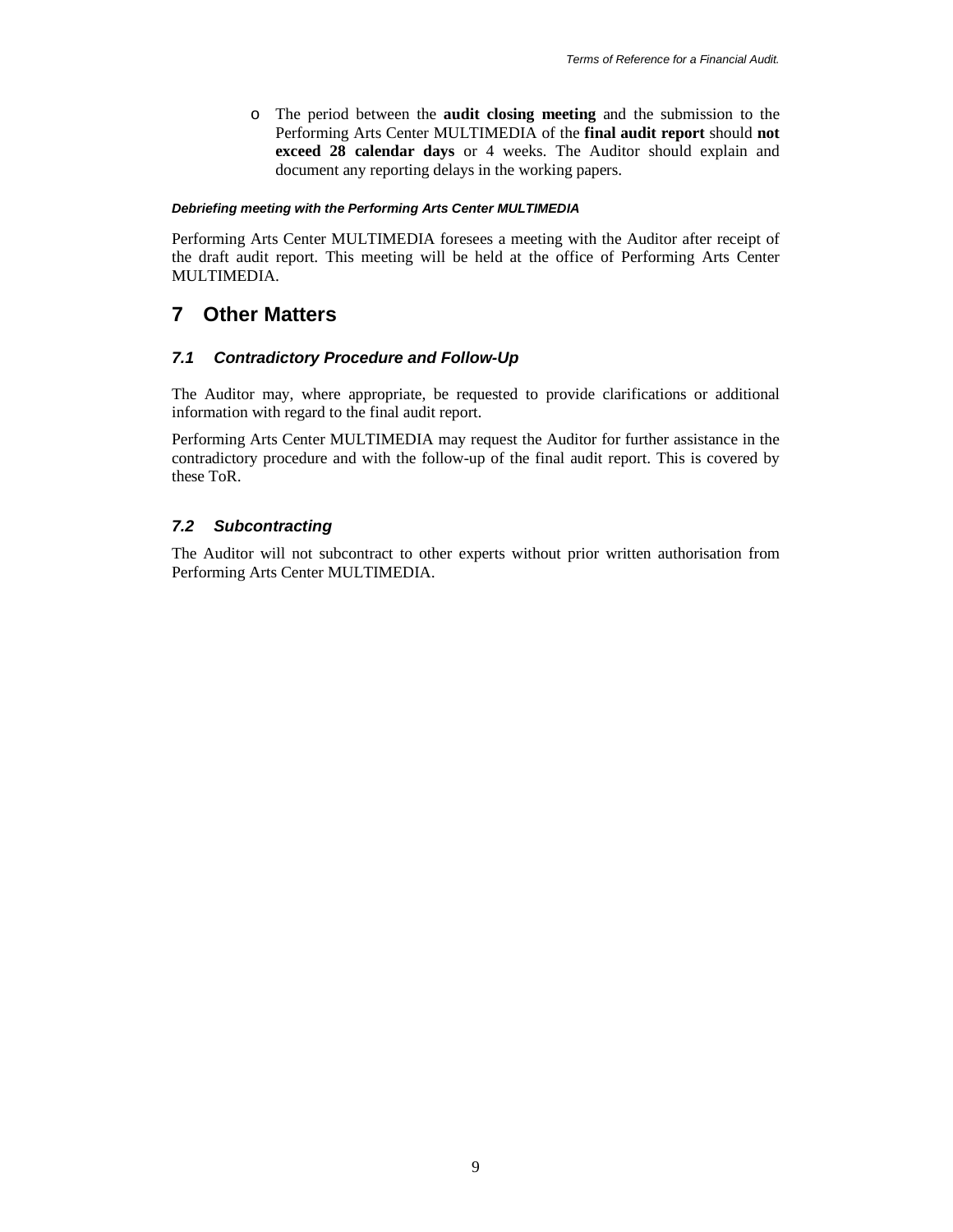- The period between the **audit closing meeting** and the submission to the Performing Arts Center MULTIMEDIA of the **final audit report** should **not exceed 28 calendar days** or 4 weeks. The Auditor should explain and document any reporting delays in the working papers.

***Debriefing meeting with the Performing Arts Center MULTIMEDIA***

Performing Arts Center MULTIMEDIA foresees a meeting with the Auditor after receipt of the draft audit report. This meeting will be held at the office of Performing Arts Center MULTIMEDIA.

# 7 Other Matters

## *7.1 Contradictory Procedure and Follow-Up*

The Auditor may, where appropriate, be requested to provide clarifications or additional information with regard to the final audit report.

Performing Arts Center MULTIMEDIA may request the Auditor for further assistance in the contradictory procedure and with the follow-up of the final audit report. This is covered by these ToR.

## *7.2 Subcontracting*

The Auditor will not subcontract to other experts without prior written authorisation from Performing Arts Center MULTIMEDIA.